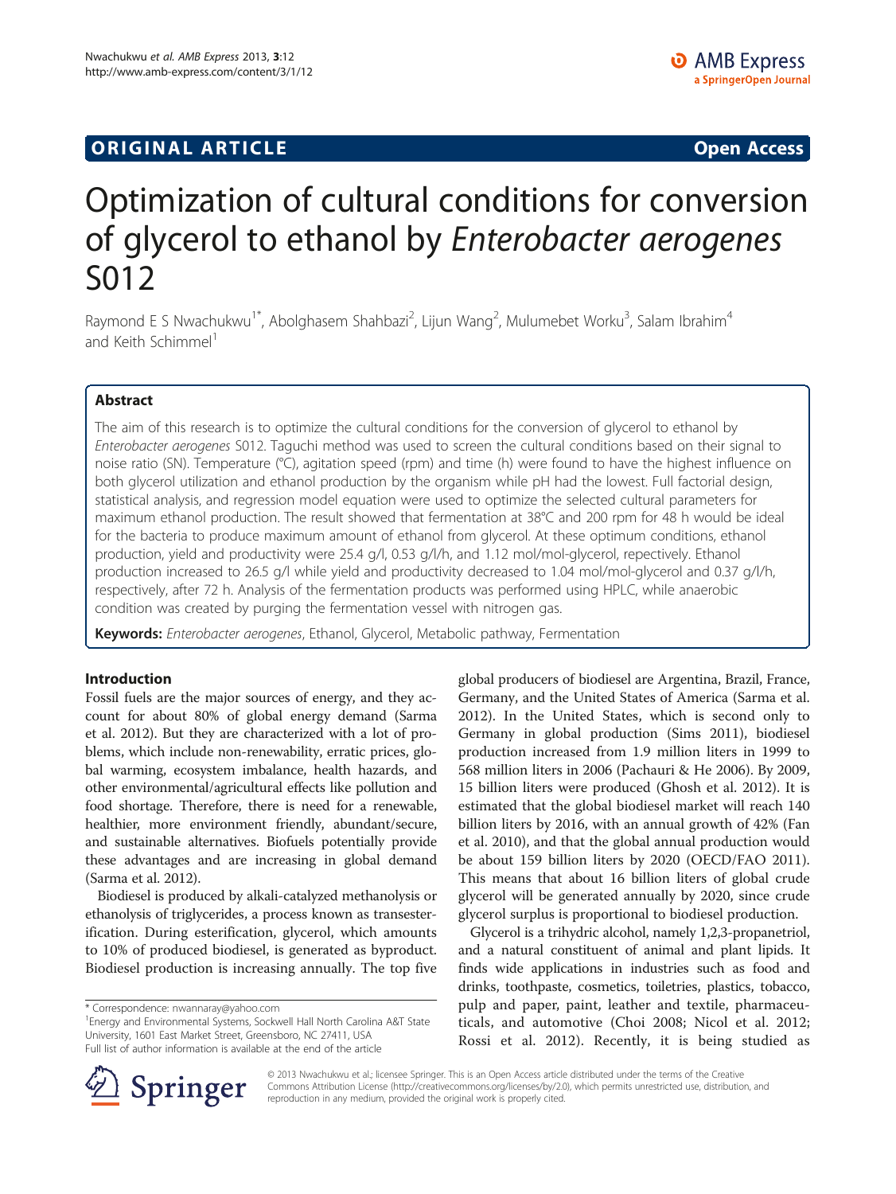ORIGINAL ARTICLE Open Access

# Optimization of cultural conditions for conversion of glycerol to ethanol by *Enterobacter aerogenes* S012

Raymond E S Nwachukwu[1*], Abolghasem Shahbazi[2], Lijun Wang[2], Mulumebet Worku[3], Salam Ibrahim[4] and Keith Schimmel[1]

## Abstract

The aim of this research is to optimize the cultural conditions for the conversion of glycerol to ethanol by *Enterobacter aerogenes* S012. Taguchi method was used to screen the cultural conditions based on their signal to noise ratio (SN). Temperature (°C), agitation speed (rpm) and time (h) were found to have the highest influence on both glycerol utilization and ethanol production by the organism while pH had the lowest. Full factorial design, statistical analysis, and regression model equation were used to optimize the selected cultural parameters for maximum ethanol production. The result showed that fermentation at 38°C and 200 rpm for 48 h would be ideal for the bacteria to produce maximum amount of ethanol from glycerol. At these optimum conditions, ethanol production, yield and productivity were 25.4 g/l, 0.53 g/l/h, and 1.12 mol/mol-glycerol, respectively. Ethanol production increased to 26.5 g/l while yield and productivity decreased to 1.04 mol/mol-glycerol and 0.37 g/l/h, respectively, after 72 h. Analysis of the fermentation products was performed using HPLC, while anaerobic condition was created by purging the fermentation vessel with nitrogen gas.

**Keywords:** *Enterobacter aerogenes*, Ethanol, Glycerol, Metabolic pathway, Fermentation

## Introduction

Fossil fuels are the major sources of energy, and they account for about 80% of global energy demand (Sarma et al. 2012). But they are characterized with a lot of problems, which include non-renewability, erratic prices, global warming, ecosystem imbalance, health hazards, and other environmental/agricultural effects like pollution and food shortage. Therefore, there is need for a renewable, healthier, more environment friendly, abundant/secure, and sustainable alternatives. Biofuels potentially provide these advantages and are increasing in global demand (Sarma et al. 2012).

Biodiesel is produced by alkali-catalyzed methanolysis or ethanolysis of triglycerides, a process known as transesterification. During esterification, glycerol, which amounts to 10% of produced biodiesel, is generated as byproduct. Biodiesel production is increasing annually. The top five global producers of biodiesel are Argentina, Brazil, France, Germany, and the United States of America (Sarma et al. 2012). In the United States, which is second only to Germany in global production (Sims 2011), biodiesel production increased from 1.9 million liters in 1999 to 568 million liters in 2006 (Pachauri & He 2006). By 2009, 15 billion liters were produced (Ghosh et al. 2012). It is estimated that the global biodiesel market will reach 140 billion liters by 2016, with an annual growth of 42% (Fan et al. 2010), and that the global annual production would be about 159 billion liters by 2020 (OECD/FAO 2011). This means that about 16 billion liters of global crude glycerol will be generated annually by 2020, since crude glycerol surplus is proportional to biodiesel production.

Glycerol is a trihydric alcohol, namely 1,2,3-propanetriol, and a natural constituent of animal and plant lipids. It finds wide applications in industries such as food and drinks, toothpaste, cosmetics, toiletries, plastics, tobacco, pulp and paper, paint, leather and textile, pharmaceuticals, and automotive (Choi 2008; Nicol et al. 2012; Rossi et al. 2012). Recently, it is being studied as

\* Correspondence: nwannaray@yahoo.com
[1]Energy and Environmental Systems, Sockwell Hall North Carolina A&T State University, 1601 East Market Street, Greensboro, NC 27411, USA
Full list of author information is available at the end of the article

© 2013 Nwachukwu et al.; licensee Springer. This is an Open Access article distributed under the terms of the Creative Commons Attribution License (http://creativecommons.org/licenses/by/2.0), which permits unrestricted use, distribution, and reproduction in any medium, provided the original work is properly cited.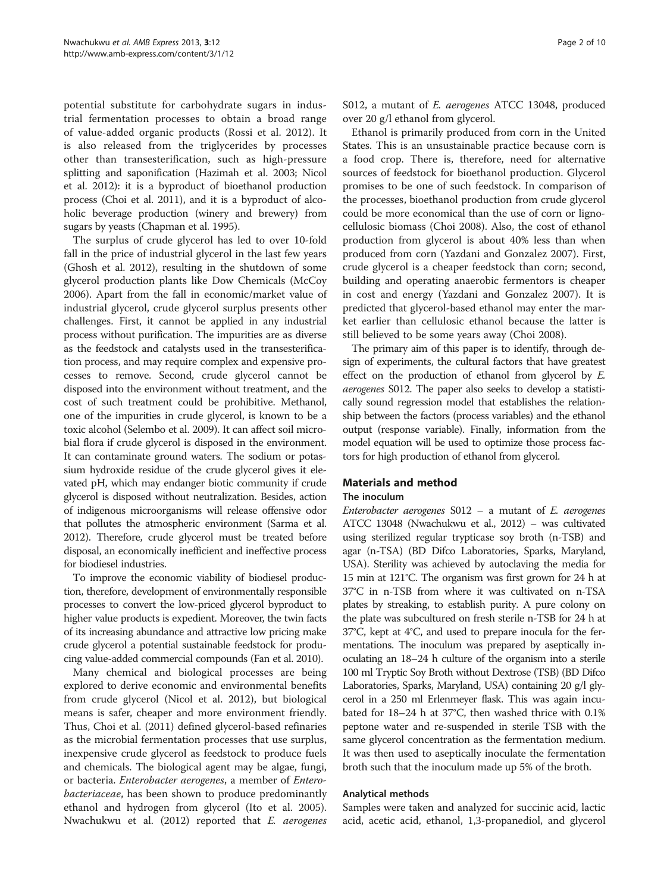potential substitute for carbohydrate sugars in industrial fermentation processes to obtain a broad range of value-added organic products (Rossi et al. 2012). It is also released from the triglycerides by processes other than transesterification, such as high-pressure splitting and saponification (Hazimah et al. 2003; Nicol et al. 2012): it is a byproduct of bioethanol production process (Choi et al. 2011), and it is a byproduct of alcoholic beverage production (winery and brewery) from sugars by yeasts (Chapman et al. 1995).

The surplus of crude glycerol has led to over 10-fold fall in the price of industrial glycerol in the last few years (Ghosh et al. 2012), resulting in the shutdown of some glycerol production plants like Dow Chemicals (McCoy 2006). Apart from the fall in economic/market value of industrial glycerol, crude glycerol surplus presents other challenges. First, it cannot be applied in any industrial process without purification. The impurities are as diverse as the feedstock and catalysts used in the transesterification process, and may require complex and expensive processes to remove. Second, crude glycerol cannot be disposed into the environment without treatment, and the cost of such treatment could be prohibitive. Methanol, one of the impurities in crude glycerol, is known to be a toxic alcohol (Selembo et al. 2009). It can affect soil microbial flora if crude glycerol is disposed in the environment. It can contaminate ground waters. The sodium or potassium hydroxide residue of the crude glycerol gives it elevated pH, which may endanger biotic community if crude glycerol is disposed without neutralization. Besides, action of indigenous microorganisms will release offensive odor that pollutes the atmospheric environment (Sarma et al. 2012). Therefore, crude glycerol must be treated before disposal, an economically inefficient and ineffective process for biodiesel industries.

To improve the economic viability of biodiesel production, therefore, development of environmentally responsible processes to convert the low-priced glycerol byproduct to higher value products is expedient. Moreover, the twin facts of its increasing abundance and attractive low pricing make crude glycerol a potential sustainable feedstock for producing value-added commercial compounds (Fan et al. 2010).

Many chemical and biological processes are being explored to derive economic and environmental benefits from crude glycerol (Nicol et al. 2012), but biological means is safer, cheaper and more environment friendly. Thus, Choi et al. (2011) defined glycerol-based refinaries as the microbial fermentation processes that use surplus, inexpensive crude glycerol as feedstock to produce fuels and chemicals. The biological agent may be algae, fungi, or bacteria. *Enterobacter aerogenes*, a member of *Enterobacteriaceae*, has been shown to produce predominantly ethanol and hydrogen from glycerol (Ito et al. 2005). Nwachukwu et al. (2012) reported that *E. aerogenes* S012, a mutant of *E. aerogenes* ATCC 13048, produced over 20 g/l ethanol from glycerol.

Ethanol is primarily produced from corn in the United States. This is an unsustainable practice because corn is a food crop. There is, therefore, need for alternative sources of feedstock for bioethanol production. Glycerol promises to be one of such feedstock. In comparison of the processes, bioethanol production from crude glycerol could be more economical than the use of corn or lignocellulosic biomass (Choi 2008). Also, the cost of ethanol production from glycerol is about 40% less than when produced from corn (Yazdani and Gonzalez 2007). First, crude glycerol is a cheaper feedstock than corn; second, building and operating anaerobic fermentors is cheaper in cost and energy (Yazdani and Gonzalez 2007). It is predicted that glycerol-based ethanol may enter the market earlier than cellulosic ethanol because the latter is still believed to be some years away (Choi 2008).

The primary aim of this paper is to identify, through design of experiments, the cultural factors that have greatest effect on the production of ethanol from glycerol by *E. aerogenes* S012. The paper also seeks to develop a statistically sound regression model that establishes the relationship between the factors (process variables) and the ethanol output (response variable). Finally, information from the model equation will be used to optimize those process factors for high production of ethanol from glycerol.

## Materials and method

### The inoculum

*Enterobacter aerogenes* S012 – a mutant of *E. aerogenes* ATCC 13048 (Nwachukwu et al., 2012) – was cultivated using sterilized regular trypticase soy broth (n-TSB) and agar (n-TSA) (BD Difco Laboratories, Sparks, Maryland, USA). Sterility was achieved by autoclaving the media for 15 min at 121°C. The organism was first grown for 24 h at 37°C in n-TSB from where it was cultivated on n-TSA plates by streaking, to establish purity. A pure colony on the plate was subcultured on fresh sterile n-TSB for 24 h at 37°C, kept at 4°C, and used to prepare inocula for the fermentations. The inoculum was prepared by aseptically inoculating an 18–24 h culture of the organism into a sterile 100 ml Tryptic Soy Broth without Dextrose (TSB) (BD Difco Laboratories, Sparks, Maryland, USA) containing 20 g/l glycerol in a 250 ml Erlenmeyer flask. This was again incubated for 18–24 h at 37°C, then washed thrice with 0.1% peptone water and re-suspended in sterile TSB with the same glycerol concentration as the fermentation medium. It was then used to aseptically inoculate the fermentation broth such that the inoculum made up 5% of the broth.

### Analytical methods

Samples were taken and analyzed for succinic acid, lactic acid, acetic acid, ethanol, 1,3-propanediol, and glycerol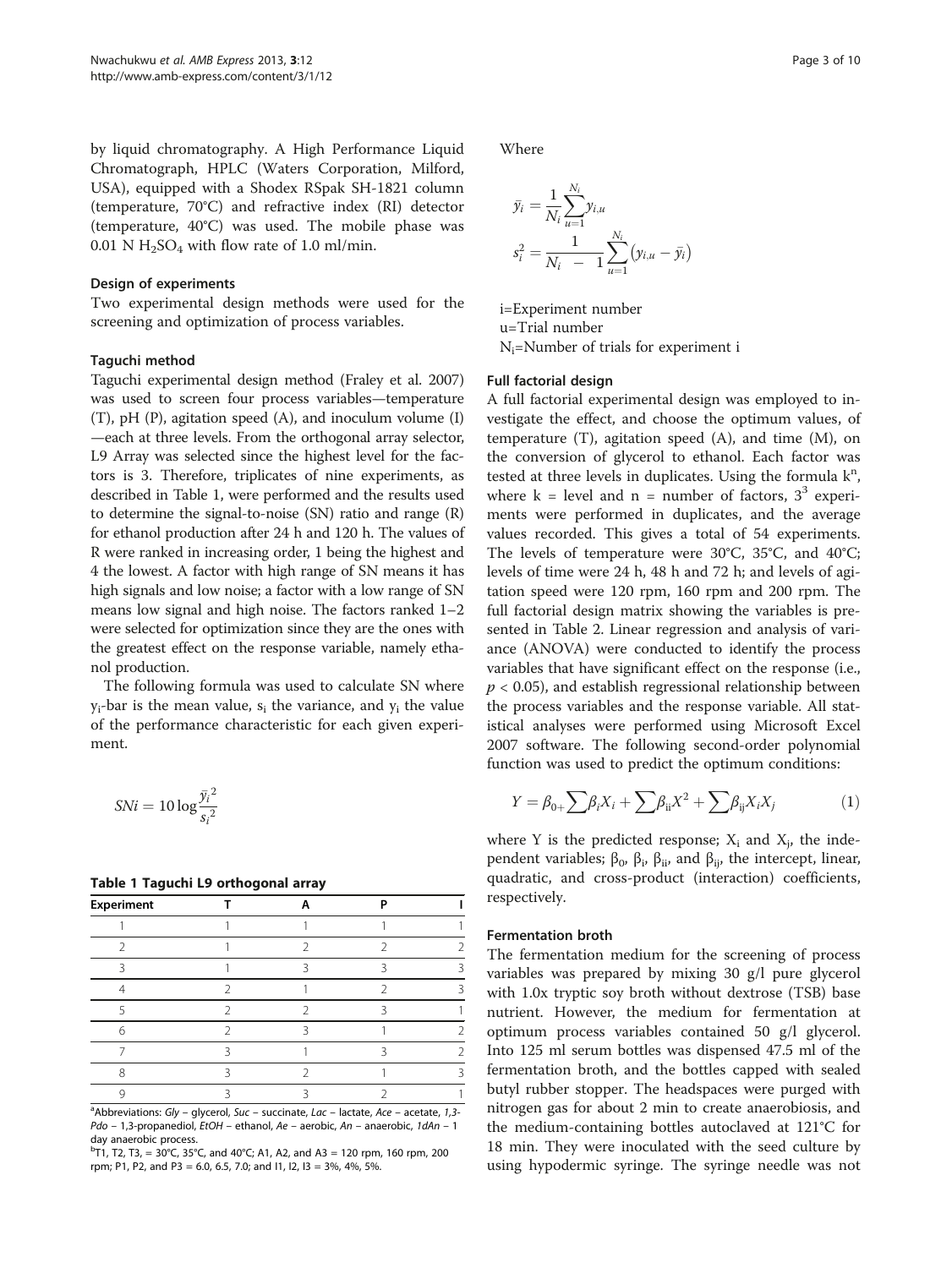by liquid chromatography. A High Performance Liquid Chromatograph, HPLC (Waters Corporation, Milford, USA), equipped with a Shodex RSpak SH-1821 column (temperature, 70°C) and refractive index (RI) detector (temperature, 40°C) was used. The mobile phase was 0.01 N $H_2SO_4$ with flow rate of 1.0 ml/min.

### Design of experiments

Two experimental design methods were used for the screening and optimization of process variables.

#### Taguchi method

Taguchi experimental design method (Fraley et al. 2007) was used to screen four process variables—temperature (T), pH (P), agitation speed (A), and inoculum volume (I)—each at three levels. From the orthogonal array selector, L9 Array was selected since the highest level for the factors is 3. Therefore, triplicates of nine experiments, as described in Table 1, were performed and the results used to determine the signal-to-noise (SN) ratio and range (R) for ethanol production after 24 h and 120 h. The values of R were ranked in increasing order, 1 being the highest and 4 the lowest. A factor with high range of SN means it has high signals and low noise; a factor with a low range of SN means low signal and high noise. The factors ranked 1–2 were selected for optimization since they are the ones with the greatest effect on the response variable, namely ethanol production.

The following formula was used to calculate SN where $y_i$-bar is the mean value, $s_i$ the variance, and $y_i$ the value of the performance characteristic for each given experiment.

$$SNi = 10 \log \frac{\bar{y_i}^2}{s_i^2}$$

**Table 1 Taguchi L9 orthogonal array**

| Experiment | T | A | P | I |
|---|---|---|---|---|
| 1 | 1 | 1 | 1 | 1 |
| 2 | 1 | 2 | 2 | 2 |
| 3 | 1 | 3 | 3 | 3 |
| 4 | 2 | 1 | 2 | 3 |
| 5 | 2 | 2 | 3 | 1 |
| 6 | 2 | 3 | 1 | 2 |
| 7 | 3 | 1 | 3 | 2 |
| 8 | 3 | 2 | 1 | 3 |
| 9 | 3 | 3 | 2 | 1 |

[a]Abbreviations: *Gly* – glycerol, *Suc* – succinate, *Lac* – lactate, *Ace* – acetate, *1,3-Pdo* – 1,3-propanediol, *EtOH* – ethanol, *Ae* – aerobic, *An* – anaerobic, *1dAn* – 1 day anaerobic process.

[b]T1, T2, T3, = 30°C, 35°C, and 40°C; A1, A2, and A3 = 120 rpm, 160 rpm, 200 rpm; P1, P2, and P3 = 6.0, 6.5, 7.0; and I1, I2, I3 = 3%, 4%, 5%.

Where

$$\bar{y_i} = \frac{1}{N_i} \sum_{u=1}^{N_i} y_{i,u}$$

$$s_i^2 = \frac{1}{N_i - 1} \sum_{u=1}^{N_i} \left(y_{i,u} - \bar{y_i}\right)$$

i=Experiment number
u=Trial number
$N_i$=Number of trials for experiment i

#### Full factorial design

A full factorial experimental design was employed to investigate the effect, and choose the optimum values, of temperature (T), agitation speed (A), and time (M), on the conversion of glycerol to ethanol. Each factor was tested at three levels in duplicates. Using the formula $k^n$, where k = level and n = number of factors, $3^3$ experiments were performed in duplicates, and the average values recorded. This gives a total of 54 experiments. The levels of temperature were 30°C, 35°C, and 40°C; levels of time were 24 h, 48 h and 72 h; and levels of agitation speed were 120 rpm, 160 rpm and 200 rpm. The full factorial design matrix showing the variables is presented in Table 2. Linear regression and analysis of variance (ANOVA) were conducted to identify the process variables that have significant effect on the response (i.e., $p < 0.05$), and establish regressional relationship between the process variables and the response variable. All statistical analyses were performed using Microsoft Excel 2007 software. The following second-order polynomial function was used to predict the optimum conditions:

$$Y = \beta_{0+} \sum \beta_i X_i + \sum \beta_{ii} X^2 + \sum \beta_{ij} X_i X_j \qquad (1)$$

where Y is the predicted response; $X_i$ and $X_j$, the independent variables; $\beta_0$, $\beta_i$, $\beta_{ii}$, and $\beta_{ij}$, the intercept, linear, quadratic, and cross-product (interaction) coefficients, respectively.

### Fermentation broth

The fermentation medium for the screening of process variables was prepared by mixing 30 g/l pure glycerol with 1.0x tryptic soy broth without dextrose (TSB) base nutrient. However, the medium for fermentation at optimum process variables contained 50 g/l glycerol. Into 125 ml serum bottles was dispensed 47.5 ml of the fermentation broth, and the bottles capped with sealed butyl rubber stopper. The headspaces were purged with nitrogen gas for about 2 min to create anaerobiosis, and the medium-containing bottles autoclaved at 121°C for 18 min. They were inoculated with the seed culture by using hypodermic syringe. The syringe needle was not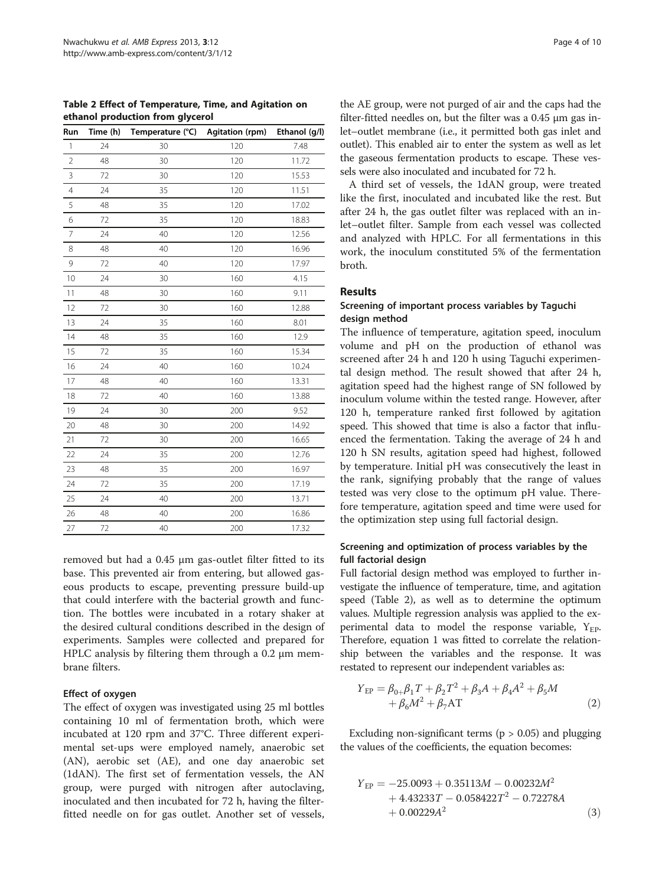Table 2 Effect of Temperature, Time, and Agitation on ethanol production from glycerol

| Run | Time (h) | Temperature (°C) | Agitation (rpm) | Ethanol (g/l) |
|---|---|---|---|---|
| 1 | 24 | 30 | 120 | 7.48 |
| 2 | 48 | 30 | 120 | 11.72 |
| 3 | 72 | 30 | 120 | 15.53 |
| 4 | 24 | 35 | 120 | 11.51 |
| 5 | 48 | 35 | 120 | 17.02 |
| 6 | 72 | 35 | 120 | 18.83 |
| 7 | 24 | 40 | 120 | 12.56 |
| 8 | 48 | 40 | 120 | 16.96 |
| 9 | 72 | 40 | 120 | 17.97 |
| 10 | 24 | 30 | 160 | 4.15 |
| 11 | 48 | 30 | 160 | 9.11 |
| 12 | 72 | 30 | 160 | 12.88 |
| 13 | 24 | 35 | 160 | 8.01 |
| 14 | 48 | 35 | 160 | 12.9 |
| 15 | 72 | 35 | 160 | 15.34 |
| 16 | 24 | 40 | 160 | 10.24 |
| 17 | 48 | 40 | 160 | 13.31 |
| 18 | 72 | 40 | 160 | 13.88 |
| 19 | 24 | 30 | 200 | 9.52 |
| 20 | 48 | 30 | 200 | 14.92 |
| 21 | 72 | 30 | 200 | 16.65 |
| 22 | 24 | 35 | 200 | 12.76 |
| 23 | 48 | 35 | 200 | 16.97 |
| 24 | 72 | 35 | 200 | 17.19 |
| 25 | 24 | 40 | 200 | 13.71 |
| 26 | 48 | 40 | 200 | 16.86 |
| 27 | 72 | 40 | 200 | 17.32 |

removed but had a 0.45 μm gas-outlet filter fitted to its base. This prevented air from entering, but allowed gaseous products to escape, preventing pressure build-up that could interfere with the bacterial growth and function. The bottles were incubated in a rotary shaker at the desired cultural conditions described in the design of experiments. Samples were collected and prepared for HPLC analysis by filtering them through a 0.2 μm membrane filters.

### Effect of oxygen

The effect of oxygen was investigated using 25 ml bottles containing 10 ml of fermentation broth, which were incubated at 120 rpm and 37°C. Three different experimental set-ups were employed namely, anaerobic set (AN), aerobic set (AE), and one day anaerobic set (1dAN). The first set of fermentation vessels, the AN group, were purged with nitrogen after autoclaving, inoculated and then incubated for 72 h, having the filter-fitted needle on for gas outlet. Another set of vessels, the AE group, were not purged of air and the caps had the filter-fitted needles on, but the filter was a 0.45 μm gas inlet–outlet membrane (i.e., it permitted both gas inlet and outlet). This enabled air to enter the system as well as let the gaseous fermentation products to escape. These vessels were also inoculated and incubated for 72 h.

A third set of vessels, the 1dAN group, were treated like the first, inoculated and incubated like the rest. But after 24 h, the gas outlet filter was replaced with an inlet–outlet filter. Sample from each vessel was collected and analyzed with HPLC. For all fermentations in this work, the inoculum constituted 5% of the fermentation broth.

## Results

### Screening of important process variables by Taguchi design method

The influence of temperature, agitation speed, inoculum volume and pH on the production of ethanol was screened after 24 h and 120 h using Taguchi experimental design method. The result showed that after 24 h, agitation speed had the highest range of SN followed by inoculum volume within the tested range. However, after 120 h, temperature ranked first followed by agitation speed. This showed that time is also a factor that influenced the fermentation. Taking the average of 24 h and 120 h SN results, agitation speed had highest, followed by temperature. Initial pH was consecutively the least in the rank, signifying probably that the range of values tested was very close to the optimum pH value. Therefore temperature, agitation speed and time were used for the optimization step using full factorial design.

### Screening and optimization of process variables by the full factorial design

Full factorial design method was employed to further investigate the influence of temperature, time, and agitation speed (Table 2), as well as to determine the optimum values. Multiple regression analysis was applied to the experimental data to model the response variable, $Y_{EP}$. Therefore, equation 1 was fitted to correlate the relationship between the variables and the response. It was restated to represent our independent variables as:

$$Y_{EP} = \beta_{0+}\beta_1 T + \beta_2 T^2 + \beta_3 A + \beta_4 A^2 + \beta_5 M + \beta_6 M^2 + \beta_7 \mathrm{AT} \tag{2}$$

Excluding non-significant terms ($p > 0.05$) and plugging the values of the coefficients, the equation becomes:

$$Y_{EP} = -25.0093 + 0.35113M - 0.00232M^2 + 4.43233T - 0.058422T^2 - 0.72278A + 0.00229A^2 \tag{3}$$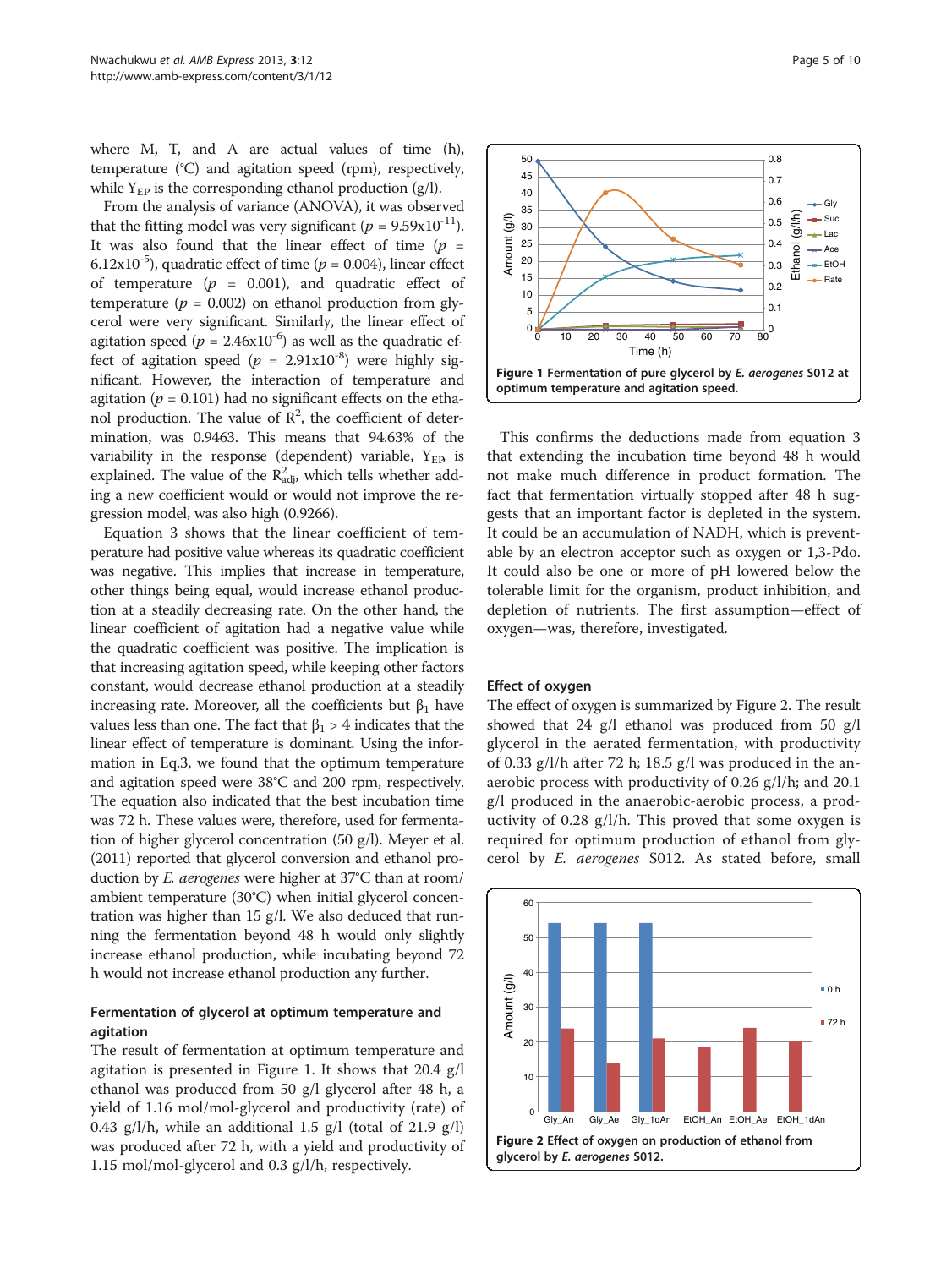where M, T, and A are actual values of time (h), temperature (°C) and agitation speed (rpm), respectively, while $Y_{EP}$ is the corresponding ethanol production (g/l).

From the analysis of variance (ANOVA), it was observed that the fitting model was very significant ($p = 9.59 \times 10^{-11}$). It was also found that the linear effect of time ($p = 6.12 \times 10^{-5}$), quadratic effect of time ($p = 0.004$), linear effect of temperature ($p = 0.001$), and quadratic effect of temperature ($p = 0.002$) on ethanol production from glycerol were very significant. Similarly, the linear effect of agitation speed ($p = 2.46 \times 10^{-6}$) as well as the quadratic effect of agitation speed ($p = 2.91 \times 10^{-8}$) were highly significant. However, the interaction of temperature and agitation ($p = 0.101$) had no significant effects on the ethanol production. The value of $R^2$, the coefficient of determination, was 0.9463. This means that 94.63% of the variability in the response (dependent) variable, $Y_{EP}$, is explained. The value of the $R^2_{adj}$, which tells whether adding a new coefficient would or would not improve the regression model, was also high (0.9266).

Equation 3 shows that the linear coefficient of temperature had positive value whereas its quadratic coefficient was negative. This implies that increase in temperature, other things being equal, would increase ethanol production at a steadily decreasing rate. On the other hand, the linear coefficient of agitation had a negative value while the quadratic coefficient was positive. The implication is that increasing agitation speed, while keeping other factors constant, would decrease ethanol production at a steadily increasing rate. Moreover, all the coefficients but $\beta_1$ have values less than one. The fact that $\beta_1 > 4$ indicates that the linear effect of temperature is dominant. Using the information in Eq.3, we found that the optimum temperature and agitation speed were 38°C and 200 rpm, respectively. The equation also indicated that the best incubation time was 72 h. These values were, therefore, used for fermentation of higher glycerol concentration (50 g/l). Meyer et al. (2011) reported that glycerol conversion and ethanol production by *E. aerogenes* were higher at 37°C than at room/ambient temperature (30°C) when initial glycerol concentration was higher than 15 g/l. We also deduced that running the fermentation beyond 48 h would only slightly increase ethanol production, while incubating beyond 72 h would not increase ethanol production any further.

### Fermentation of glycerol at optimum temperature and agitation

The result of fermentation at optimum temperature and agitation is presented in Figure 1. It shows that 20.4 g/l ethanol was produced from 50 g/l glycerol after 48 h, a yield of 1.16 mol/mol-glycerol and productivity (rate) of 0.43 g/l/h, while an additional 1.5 g/l (total of 21.9 g/l) was produced after 72 h, with a yield and productivity of 1.15 mol/mol-glycerol and 0.3 g/l/h, respectively.

**Figure 1** Fermentation of pure glycerol by *E. aerogenes* S012 at optimum temperature and agitation speed.

This confirms the deductions made from equation 3 that extending the incubation time beyond 48 h would not make much difference in product formation. The fact that fermentation virtually stopped after 48 h suggests that an important factor is depleted in the system. It could be an accumulation of NADH, which is preventable by an electron acceptor such as oxygen or 1,3-Pdo. It could also be one or more of pH lowered below the tolerable limit for the organism, product inhibition, and depletion of nutrients. The first assumption—effect of oxygen—was, therefore, investigated.

### Effect of oxygen

The effect of oxygen is summarized by Figure 2. The result showed that 24 g/l ethanol was produced from 50 g/l glycerol in the aerated fermentation, with productivity of 0.33 g/l/h after 72 h; 18.5 g/l was produced in the anaerobic process with productivity of 0.26 g/l/h; and 20.1 g/l produced in the anaerobic-aerobic process, a productivity of 0.28 g/l/h. This proved that some oxygen is required for optimum production of ethanol from glycerol by *E. aerogenes* S012. As stated before, small

**Figure 2** Effect of oxygen on production of ethanol from glycerol by *E. aerogenes* S012.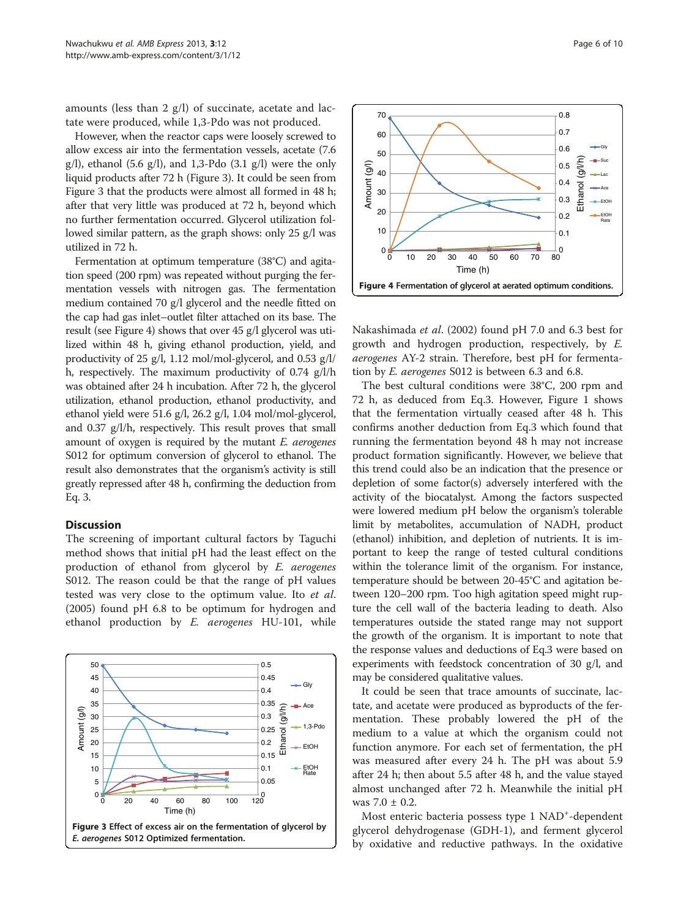amounts (less than 2 g/l) of succinate, acetate and lactate were produced, while 1,3-Pdo was not produced.

However, when the reactor caps were loosely screwed to allow excess air into the fermentation vessels, acetate (7.6 g/l), ethanol (5.6 g/l), and 1,3-Pdo (3.1 g/l) were the only liquid products after 72 h (Figure 3). It could be seen from Figure 3 that the products were almost all formed in 48 h; after that very little was produced at 72 h, beyond which no further fermentation occurred. Glycerol utilization followed similar pattern, as the graph shows: only 25 g/l was utilized in 72 h.

Fermentation at optimum temperature (38°C) and agitation speed (200 rpm) was repeated without purging the fermentation vessels with nitrogen gas. The fermentation medium contained 70 g/l glycerol and the needle fitted on the cap had gas inlet–outlet filter attached on its base. The result (see Figure 4) shows that over 45 g/l glycerol was utilized within 48 h, giving ethanol production, yield, and productivity of 25 g/l, 1.12 mol/mol-glycerol, and 0.53 g/l/h, respectively. The maximum productivity of 0.74 g/l/h was obtained after 24 h incubation. After 72 h, the glycerol utilization, ethanol production, ethanol productivity, and ethanol yield were 51.6 g/l, 26.2 g/l, 1.04 mol/mol-glycerol, and 0.37 g/l/h, respectively. This result proves that small amount of oxygen is required by the mutant *E. aerogenes* S012 for optimum conversion of glycerol to ethanol. The result also demonstrates that the organism's activity is still greatly repressed after 48 h, confirming the deduction from Eq. 3.

## Discussion

The screening of important cultural factors by Taguchi method shows that initial pH had the least effect on the production of ethanol from glycerol by *E. aerogenes* S012. The reason could be that the range of pH values tested was very close to the optimum value. Ito *et al*. (2005) found pH 6.8 to be optimum for hydrogen and ethanol production by *E. aerogenes* HU-101, while Nakashimada *et al*. (2002) found pH 7.0 and 6.3 best for growth and hydrogen production, respectively, by *E. aerogenes* AY-2 strain. Therefore, best pH for fermentation by *E. aerogenes* S012 is between 6.3 and 6.8.

**Figure 3** Effect of excess air on the fermentation of glycerol by *E. aerogenes* S012 Optimized fermentation.

**Figure 4** Fermentation of glycerol at aerated optimum conditions.

The best cultural conditions were 38°C, 200 rpm and 72 h, as deduced from Eq.3. However, Figure 1 shows that the fermentation virtually ceased after 48 h. This confirms another deduction from Eq.3 which found that running the fermentation beyond 48 h may not increase product formation significantly. However, we believe that this trend could also be an indication that the presence or depletion of some factor(s) adversely interfered with the activity of the biocatalyst. Among the factors suspected were lowered medium pH below the organism's tolerable limit by metabolites, accumulation of NADH, product (ethanol) inhibition, and depletion of nutrients. It is important to keep the range of tested cultural conditions within the tolerance limit of the organism. For instance, temperature should be between 20-45°C and agitation between 120–200 rpm. Too high agitation speed might rupture the cell wall of the bacteria leading to death. Also temperatures outside the stated range may not support the growth of the organism. It is important to note that the response values and deductions of Eq.3 were based on experiments with feedstock concentration of 30 g/l, and may be considered qualitative values.

It could be seen that trace amounts of succinate, lactate, and acetate were produced as byproducts of the fermentation. These probably lowered the pH of the medium to a value at which the organism could not function anymore. For each set of fermentation, the pH was measured after every 24 h. The pH was about 5.9 after 24 h; then about 5.5 after 48 h, and the value stayed almost unchanged after 72 h. Meanwhile the initial pH was 7.0 ± 0.2.

Most enteric bacteria possess type 1 $NAD^+$-dependent glycerol dehydrogenase (GDH-1), and ferment glycerol by oxidative and reductive pathways. In the oxidative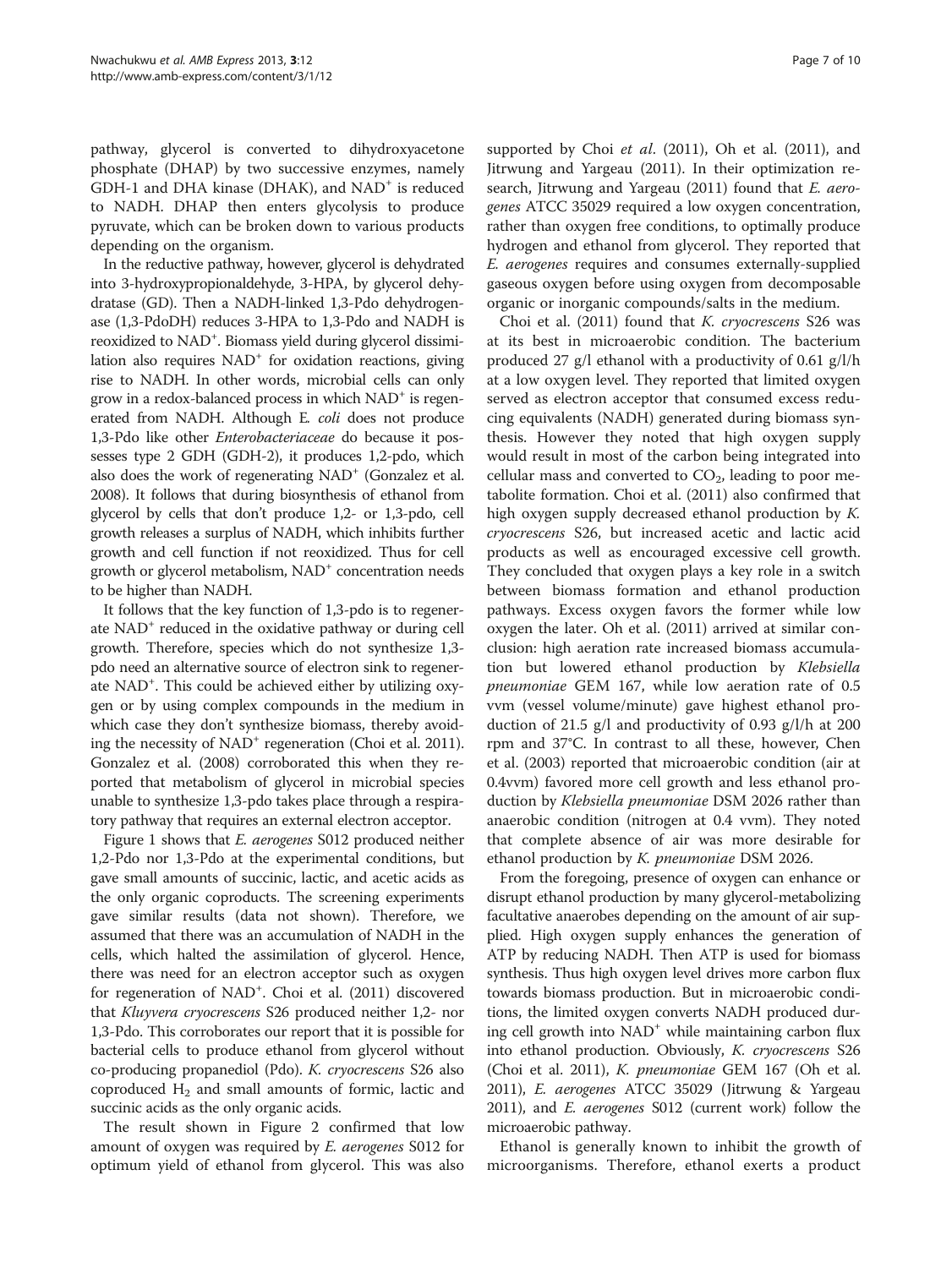pathway, glycerol is converted to dihydroxyacetone phosphate (DHAP) by two successive enzymes, namely GDH-1 and DHA kinase (DHAK), and $NAD^+$ is reduced to NADH. DHAP then enters glycolysis to produce pyruvate, which can be broken down to various products depending on the organism.

In the reductive pathway, however, glycerol is dehydrated into 3-hydroxypropionaldehyde, 3-HPA, by glycerol dehydratase (GD). Then a NADH-linked 1,3-Pdo dehydrogenase (1,3-PdoDH) reduces 3-HPA to 1,3-Pdo and NADH is reoxidized to $NAD^+$. Biomass yield during glycerol dissimilation also requires $NAD^+$ for oxidation reactions, giving rise to NADH. In other words, microbial cells can only grow in a redox-balanced process in which $NAD^+$ is regenerated from NADH. Although E. *coli* does not produce 1,3-Pdo like other *Enterobacteriaceae* do because it possesses type 2 GDH (GDH-2), it produces 1,2-pdo, which also does the work of regenerating $NAD^+$ (Gonzalez et al. 2008). It follows that during biosynthesis of ethanol from glycerol by cells that don't produce 1,2- or 1,3-pdo, cell growth releases a surplus of NADH, which inhibits further growth and cell function if not reoxidized. Thus for cell growth or glycerol metabolism, $NAD^+$ concentration needs to be higher than NADH.

It follows that the key function of 1,3-pdo is to regenerate $NAD^+$ reduced in the oxidative pathway or during cell growth. Therefore, species which do not synthesize 1,3-pdo need an alternative source of electron sink to regenerate $NAD^+$. This could be achieved either by utilizing oxygen or by using complex compounds in the medium in which case they don't synthesize biomass, thereby avoiding the necessity of $NAD^+$ regeneration (Choi et al. 2011). Gonzalez et al. (2008) corroborated this when they reported that metabolism of glycerol in microbial species unable to synthesize 1,3-pdo takes place through a respiratory pathway that requires an external electron acceptor.

Figure 1 shows that *E. aerogenes* S012 produced neither 1,2-Pdo nor 1,3-Pdo at the experimental conditions, but gave small amounts of succinic, lactic, and acetic acids as the only organic coproducts. The screening experiments gave similar results (data not shown). Therefore, we assumed that there was an accumulation of NADH in the cells, which halted the assimilation of glycerol. Hence, there was need for an electron acceptor such as oxygen for regeneration of $NAD^+$. Choi et al. (2011) discovered that *Kluyvera cryocrescens* S26 produced neither 1,2- nor 1,3-Pdo. This corroborates our report that it is possible for bacterial cells to produce ethanol from glycerol without co-producing propanediol (Pdo). *K. cryocrescens* S26 also coproduced $H_2$ and small amounts of formic, lactic and succinic acids as the only organic acids.

The result shown in Figure 2 confirmed that low amount of oxygen was required by *E. aerogenes* S012 for optimum yield of ethanol from glycerol. This was also supported by Choi *et al*. (2011), Oh et al. (2011), and Jitrwung and Yargeau (2011). In their optimization research, Jitrwung and Yargeau (2011) found that *E. aerogenes* ATCC 35029 required a low oxygen concentration, rather than oxygen free conditions, to optimally produce hydrogen and ethanol from glycerol. They reported that *E. aerogenes* requires and consumes externally-supplied gaseous oxygen before using oxygen from decomposable organic or inorganic compounds/salts in the medium.

Choi et al. (2011) found that *K. cryocrescens* S26 was at its best in microaerobic condition. The bacterium produced 27 g/l ethanol with a productivity of 0.61 g/l/h at a low oxygen level. They reported that limited oxygen served as electron acceptor that consumed excess reducing equivalents (NADH) generated during biomass synthesis. However they noted that high oxygen supply would result in most of the carbon being integrated into cellular mass and converted to $CO_2$, leading to poor metabolite formation. Choi et al. (2011) also confirmed that high oxygen supply decreased ethanol production by *K. cryocrescens* S26, but increased acetic and lactic acid products as well as encouraged excessive cell growth. They concluded that oxygen plays a key role in a switch between biomass formation and ethanol production pathways. Excess oxygen favors the former while low oxygen the later. Oh et al. (2011) arrived at similar conclusion: high aeration rate increased biomass accumulation but lowered ethanol production by *Klebsiella pneumoniae* GEM 167, while low aeration rate of 0.5 vvm (vessel volume/minute) gave highest ethanol production of 21.5 g/l and productivity of 0.93 g/l/h at 200 rpm and 37°C. In contrast to all these, however, Chen et al. (2003) reported that microaerobic condition (air at 0.4vvm) favored more cell growth and less ethanol production by *Klebsiella pneumoniae* DSM 2026 rather than anaerobic condition (nitrogen at 0.4 vvm). They noted that complete absence of air was more desirable for ethanol production by *K. pneumoniae* DSM 2026.

From the foregoing, presence of oxygen can enhance or disrupt ethanol production by many glycerol-metabolizing facultative anaerobes depending on the amount of air supplied. High oxygen supply enhances the generation of ATP by reducing NADH. Then ATP is used for biomass synthesis. Thus high oxygen level drives more carbon flux towards biomass production. But in microaerobic conditions, the limited oxygen converts NADH produced during cell growth into $NAD^+$ while maintaining carbon flux into ethanol production. Obviously, *K. cryocrescens* S26 (Choi et al. 2011), *K. pneumoniae* GEM 167 (Oh et al. 2011), *E. aerogenes* ATCC 35029 (Jitrwung & Yargeau 2011), and *E. aerogenes* S012 (current work) follow the microaerobic pathway.

Ethanol is generally known to inhibit the growth of microorganisms. Therefore, ethanol exerts a product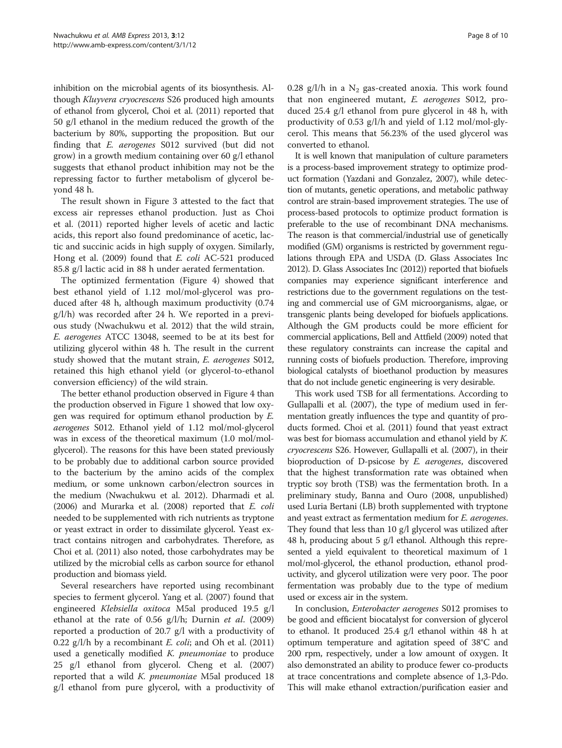inhibition on the microbial agents of its biosynthesis. Although *Kluyvera cryocrescens* S26 produced high amounts of ethanol from glycerol, Choi et al. (2011) reported that 50 g/l ethanol in the medium reduced the growth of the bacterium by 80%, supporting the proposition. But our finding that *E. aerogenes* S012 survived (but did not grow) in a growth medium containing over 60 g/l ethanol suggests that ethanol product inhibition may not be the repressing factor to further metabolism of glycerol beyond 48 h.

The result shown in Figure 3 attested to the fact that excess air represses ethanol production. Just as Choi et al. (2011) reported higher levels of acetic and lactic acids, this report also found predominance of acetic, lactic and succinic acids in high supply of oxygen. Similarly, Hong et al. (2009) found that *E. coli* AC-521 produced 85.8 g/l lactic acid in 88 h under aerated fermentation.

The optimized fermentation (Figure 4) showed that best ethanol yield of 1.12 mol/mol-glycerol was produced after 48 h, although maximum productivity (0.74 g/l/h) was recorded after 24 h. We reported in a previous study (Nwachukwu et al. 2012) that the wild strain, *E. aerogenes* ATCC 13048, seemed to be at its best for utilizing glycerol within 48 h. The result in the current study showed that the mutant strain, *E. aerogenes* S012, retained this high ethanol yield (or glycerol-to-ethanol conversion efficiency) of the wild strain.

The better ethanol production observed in Figure 4 than the production observed in Figure 1 showed that low oxygen was required for optimum ethanol production by *E. aerogenes* S012. Ethanol yield of 1.12 mol/mol-glycerol was in excess of the theoretical maximum (1.0 mol/mol-glycerol). The reasons for this have been stated previously to be probably due to additional carbon source provided to the bacterium by the amino acids of the complex medium, or some unknown carbon/electron sources in the medium (Nwachukwu et al. 2012). Dharmadi et al. (2006) and Murarka et al. (2008) reported that *E. coli* needed to be supplemented with rich nutrients as tryptone or yeast extract in order to dissimilate glycerol. Yeast extract contains nitrogen and carbohydrates. Therefore, as Choi et al. (2011) also noted, those carbohydrates may be utilized by the microbial cells as carbon source for ethanol production and biomass yield.

Several researchers have reported using recombinant species to ferment glycerol. Yang et al. (2007) found that engineered *Klebsiella oxitoca* M5al produced 19.5 g/l ethanol at the rate of 0.56 g/l/h; Durnin *et al*. (2009) reported a production of 20.7 g/l with a productivity of 0.22 g/l/h by a recombinant *E. coli*; and Oh et al. (2011) used a genetically modified *K. pneumoniae* to produce 25 g/l ethanol from glycerol. Cheng et al. (2007) reported that a wild *K. pneumoniae* M5al produced 18 g/l ethanol from pure glycerol, with a productivity of 0.28 g/l/h in a $N_2$ gas-created anoxia. This work found that non engineered mutant, *E. aerogenes* S012, produced 25.4 g/l ethanol from pure glycerol in 48 h, with productivity of 0.53 g/l/h and yield of 1.12 mol/mol-glycerol. This means that 56.23% of the used glycerol was converted to ethanol.

It is well known that manipulation of culture parameters is a process-based improvement strategy to optimize product formation (Yazdani and Gonzalez, 2007), while detection of mutants, genetic operations, and metabolic pathway control are strain-based improvement strategies. The use of process-based protocols to optimize product formation is preferable to the use of recombinant DNA mechanisms. The reason is that commercial/industrial use of genetically modified (GM) organisms is restricted by government regulations through EPA and USDA (D. Glass Associates Inc 2012). D. Glass Associates Inc (2012)) reported that biofuels companies may experience significant interference and restrictions due to the government regulations on the testing and commercial use of GM microorganisms, algae, or transgenic plants being developed for biofuels applications. Although the GM products could be more efficient for commercial applications, Bell and Attfield (2009) noted that these regulatory constraints can increase the capital and running costs of biofuels production. Therefore, improving biological catalysts of bioethanol production by measures that do not include genetic engineering is very desirable.

This work used TSB for all fermentations. According to Gullapalli et al. (2007), the type of medium used in fermentation greatly influences the type and quantity of products formed. Choi et al. (2011) found that yeast extract was best for biomass accumulation and ethanol yield by *K. cryocrescens* S26. However, Gullapalli et al. (2007), in their bioproduction of D-psicose by *E. aerogenes*, discovered that the highest transformation rate was obtained when tryptic soy broth (TSB) was the fermentation broth. In a preliminary study, Banna and Ouro (2008, unpublished) used Luria Bertani (LB) broth supplemented with tryptone and yeast extract as fermentation medium for *E. aerogenes.* They found that less than 10 g/l glycerol was utilized after 48 h, producing about 5 g/l ethanol. Although this represented a yield equivalent to theoretical maximum of 1 mol/mol-glycerol, the ethanol production, ethanol productivity, and glycerol utilization were very poor. The poor fermentation was probably due to the type of medium used or excess air in the system.

In conclusion, *Enterobacter aerogenes* S012 promises to be good and efficient biocatalyst for conversion of glycerol to ethanol. It produced 25.4 g/l ethanol within 48 h at optimum temperature and agitation speed of 38°C and 200 rpm, respectively, under a low amount of oxygen. It also demonstrated an ability to produce fewer co-products at trace concentrations and complete absence of 1,3-Pdo. This will make ethanol extraction/purification easier and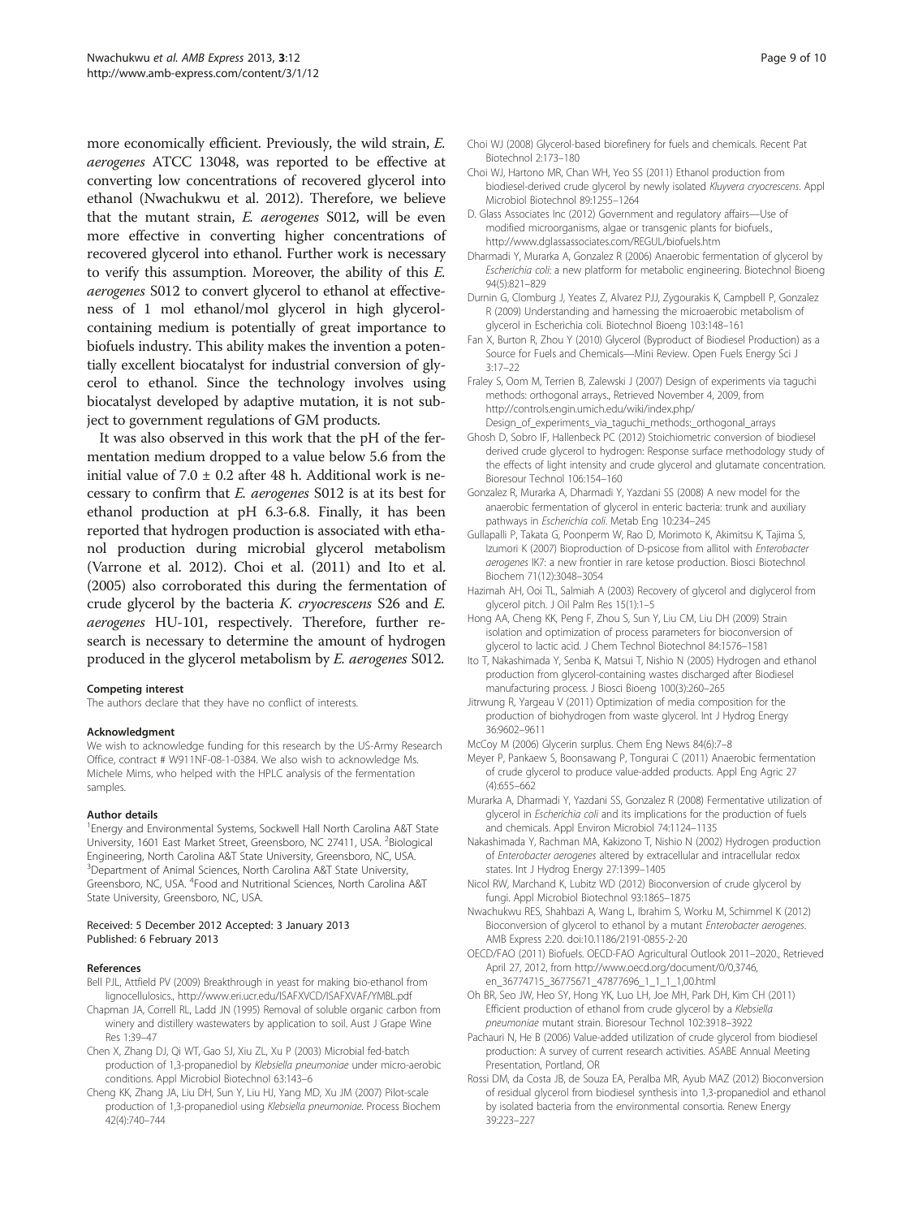more economically efficient. Previously, the wild strain, *E. aerogenes* ATCC 13048, was reported to be effective at converting low concentrations of recovered glycerol into ethanol (Nwachukwu et al. 2012). Therefore, we believe that the mutant strain, *E. aerogenes* S012, will be even more effective in converting higher concentrations of recovered glycerol into ethanol. Further work is necessary to verify this assumption. Moreover, the ability of this *E. aerogenes* S012 to convert glycerol to ethanol at effectiveness of 1 mol ethanol/mol glycerol in high glycerol-containing medium is potentially of great importance to biofuels industry. This ability makes the invention a potentially excellent biocatalyst for industrial conversion of glycerol to ethanol. Since the technology involves using biocatalyst developed by adaptive mutation, it is not subject to government regulations of GM products.

It was also observed in this work that the pH of the fermentation medium dropped to a value below 5.6 from the initial value of 7.0 ± 0.2 after 48 h. Additional work is necessary to confirm that *E. aerogenes* S012 is at its best for ethanol production at pH 6.3-6.8. Finally, it has been reported that hydrogen production is associated with ethanol production during microbial glycerol metabolism (Varrone et al. 2012). Choi et al. (2011) and Ito et al. (2005) also corroborated this during the fermentation of crude glycerol by the bacteria *K. cryocrescens* S26 and *E. aerogenes* HU-101, respectively. Therefore, further research is necessary to determine the amount of hydrogen produced in the glycerol metabolism by *E. aerogenes* S012.

#### Competing interest

The authors declare that they have no conflict of interests.

#### Acknowledgment

We wish to acknowledge funding for this research by the US-Army Research Office, contract # W911NF-08-1-0384. We also wish to acknowledge Ms. Michele Mims, who helped with the HPLC analysis of the fermentation samples.

#### Author details

[1]Energy and Environmental Systems, Sockwell Hall North Carolina A&T State University, 1601 East Market Street, Greensboro, NC 27411, USA. [2]Biological Engineering, North Carolina A&T State University, Greensboro, NC, USA. [3]Department of Animal Sciences, North Carolina A&T State University, Greensboro, NC, USA. [4]Food and Nutritional Sciences, North Carolina A&T State University, Greensboro, NC, USA.

Received: 5 December 2012 Accepted: 3 January 2013
Published: 6 February 2013

#### References

- Bell PJL, Attfield PV (2009) Breakthrough in yeast for making bio-ethanol from lignocellulosics., http://www.eri.ucr.edu/ISAFXVCD/ISAFXVAF/YMBL.pdf
- Chapman JA, Correll RL, Ladd JN (1995) Removal of soluble organic carbon from winery and distillery wastewaters by application to soil. Aust J Grape Wine Res 1:39–47
- Chen X, Zhang DJ, Qi WT, Gao SJ, Xiu ZL, Xu P (2003) Microbial fed-batch production of 1,3-propanediol by *Klebsiella pneumoniae* under micro-aerobic conditions. Appl Microbiol Biotechnol 63:143–6
- Cheng KK, Zhang JA, Liu DH, Sun Y, Liu HJ, Yang MD, Xu JM (2007) Pilot-scale production of 1,3-propanediol using *Klebsiella pneumoniae*. Process Biochem 42(4):740–744
- Choi WJ (2008) Glycerol-based biorefinery for fuels and chemicals. Recent Pat Biotechnol 2:173–180
- Choi WJ, Hartono MR, Chan WH, Yeo SS (2011) Ethanol production from biodiesel-derived crude glycerol by newly isolated *Kluyvera cryocrescens*. Appl Microbiol Biotechnol 89:1255–1264
- D. Glass Associates Inc (2012) Government and regulatory affairs—Use of modified microorganisms, algae or transgenic plants for biofuels., http://www.dglassassociates.com/REGUL/biofuels.htm
- Dharmadi Y, Murarka A, Gonzalez R (2006) Anaerobic fermentation of glycerol by *Escherichia coli*: a new platform for metabolic engineering. Biotechnol Bioeng 94(5):821–829
- Durnin G, Clomburg J, Yeates Z, Alvarez PJJ, Zygourakis K, Campbell P, Gonzalez R (2009) Understanding and harnessing the microaerobic metabolism of glycerol in Escherichia coli. Biotechnol Bioeng 103:148–161
- Fan X, Burton R, Zhou Y (2010) Glycerol (Byproduct of Biodiesel Production) as a Source for Fuels and Chemicals—Mini Review. Open Fuels Energy Sci J 3:17–22
- Fraley S, Oom M, Terrien B, Zalewski J (2007) Design of experiments via taguchi methods: orthogonal arrays., Retrieved November 4, 2009, from http://controls.engin.umich.edu/wiki/index.php/Design_of_experiments_via_taguchi_methods:_orthogonal_arrays
- Ghosh D, Sobro IF, Hallenbeck PC (2012) Stoichiometric conversion of biodiesel derived crude glycerol to hydrogen: Response surface methodology study of the effects of light intensity and crude glycerol and glutamate concentration. Bioresour Technol 106:154–160
- Gonzalez R, Murarka A, Dharmadi Y, Yazdani SS (2008) A new model for the anaerobic fermentation of glycerol in enteric bacteria: trunk and auxiliary pathways in *Escherichia coli*. Metab Eng 10:234–245
- Gullapalli P, Takata G, Poonperm W, Rao D, Morimoto K, Akimitsu K, Tajima S, Izumori K (2007) Bioproduction of D-psicose from allitol with *Enterobacter aerogenes* IK7: a new frontier in rare ketose production. Biosci Biotechnol Biochem 71(12):3048–3054
- Hazimah AH, Ooi TL, Salmiah A (2003) Recovery of glycerol and diglycerol from glycerol pitch. J Oil Palm Res 15(1):1–5
- Hong AA, Cheng KK, Peng F, Zhou S, Sun Y, Liu CM, Liu DH (2009) Strain isolation and optimization of process parameters for bioconversion of glycerol to lactic acid. J Chem Technol Biotechnol 84:1576–1581
- Ito T, Nakashimada Y, Senba K, Matsui T, Nishio N (2005) Hydrogen and ethanol production from glycerol-containing wastes discharged after Biodiesel manufacturing process. J Biosci Bioeng 100(3):260–265
- Jitrwung R, Yargeau V (2011) Optimization of media composition for the production of biohydrogen from waste glycerol. Int J Hydrog Energy 36:9602–9611
- McCoy M (2006) Glycerin surplus. Chem Eng News 84(6):7–8
- Meyer P, Pankaew S, Boonsawang P, Tongurai C (2011) Anaerobic fermentation of crude glycerol to produce value-added products. Appl Eng Agric 27 (4):655–662
- Murarka A, Dharmadi Y, Yazdani SS, Gonzalez R (2008) Fermentative utilization of glycerol in *Escherichia coli* and its implications for the production of fuels and chemicals. Appl Environ Microbiol 74:1124–1135
- Nakashimada Y, Rachman MA, Kakizono T, Nishio N (2002) Hydrogen production of *Enterobacter aerogenes* altered by extracellular and intracellular redox states. Int J Hydrog Energy 27:1399–1405
- Nicol RW, Marchand K, Lubitz WD (2012) Bioconversion of crude glycerol by fungi. Appl Microbiol Biotechnol 93:1865–1875
- Nwachukwu RES, Shahbazi A, Wang L, Ibrahim S, Worku M, Schimmel K (2012) Bioconversion of glycerol to ethanol by a mutant *Enterobacter aerogenes*. AMB Express 2:20. doi:10.1186/2191-0855-2-20
- OECD/FAO (2011) Biofuels. OECD-FAO Agricultural Outlook 2011–2020., Retrieved April 27, 2012, from http://www.oecd.org/document/0/0,3746,en_36774715_36775671_47877696_1_1_1_1,00.html
- Oh BR, Seo JW, Heo SY, Hong YK, Luo LH, Joe MH, Park DH, Kim CH (2011) Efficient production of ethanol from crude glycerol by a *Klebsiella pneumoniae* mutant strain. Bioresour Technol 102:3918–3922
- Pachauri N, He B (2006) Value-added utilization of crude glycerol from biodiesel production: A survey of current research activities. ASABE Annual Meeting Presentation, Portland, OR
- Rossi DM, da Costa JB, de Souza EA, Peralba MR, Ayub MAZ (2012) Bioconversion of residual glycerol from biodiesel synthesis into 1,3-propanediol and ethanol by isolated bacteria from the environmental consortia. Renew Energy 39:223–227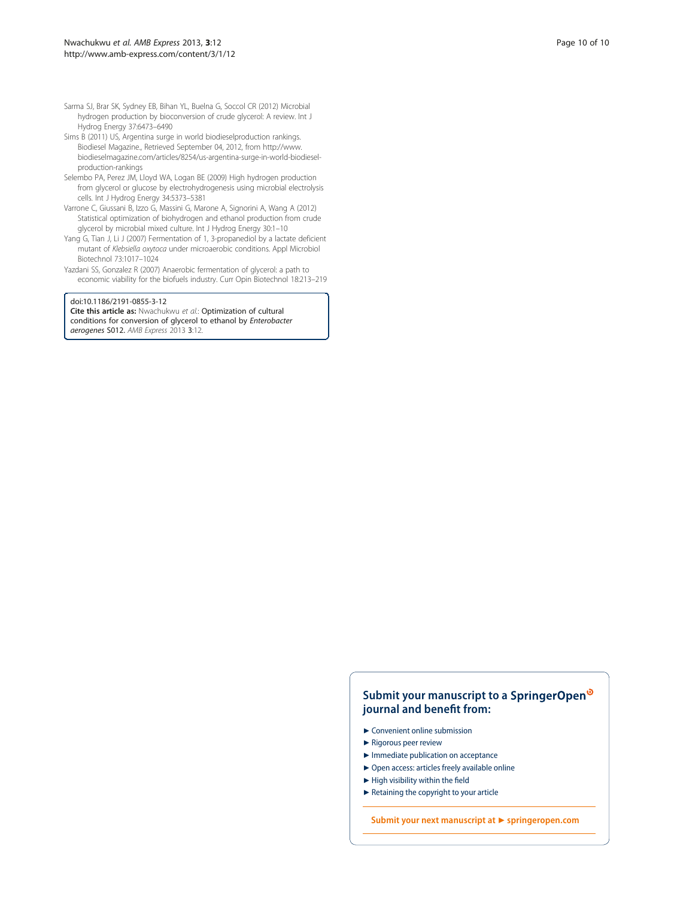Sarma SJ, Brar SK, Sydney EB, Bihan YL, Buelna G, Soccol CR (2012) Microbial hydrogen production by bioconversion of crude glycerol: A review. Int J Hydrog Energy 37:6473–6490

Sims B (2011) US, Argentina surge in world biodieselproduction rankings. Biodiesel Magazine., Retrieved September 04, 2012, from http://www.biodieselmagazine.com/articles/8254/us-argentina-surge-in-world-biodiesel-production-rankings

Selembo PA, Perez JM, Lloyd WA, Logan BE (2009) High hydrogen production from glycerol or glucose by electrohydrogenesis using microbial electrolysis cells. Int J Hydrog Energy 34:5373–5381

Varrone C, Giussani B, Izzo G, Massini G, Marone A, Signorini A, Wang A (2012) Statistical optimization of biohydrogen and ethanol production from crude glycerol by microbial mixed culture. Int J Hydrog Energy 30:1–10

Yang G, Tian J, Li J (2007) Fermentation of 1, 3-propanediol by a lactate deficient mutant of *Klebsiella oxytoca* under microaerobic conditions. Appl Microbiol Biotechnol 73:1017–1024

Yazdani SS, Gonzalez R (2007) Anaerobic fermentation of glycerol: a path to economic viability for the biofuels industry. Curr Opin Biotechnol 18:213–219

doi:10.1186/2191-0855-3-12

**Cite this article as:** Nwachukwu *et al.*: Optimization of cultural conditions for conversion of glycerol to ethanol by *Enterobacter aerogenes* S012. *AMB Express* 2013 **3**:12.

**Submit your manuscript to a SpringerOpen journal and benefit from:**

- ► Convenient online submission
- ► Rigorous peer review
- ► Immediate publication on acceptance
- ► Open access: articles freely available online
- ► High visibility within the field
- ► Retaining the copyright to your article

**Submit your next manuscript at ► springeropen.com**